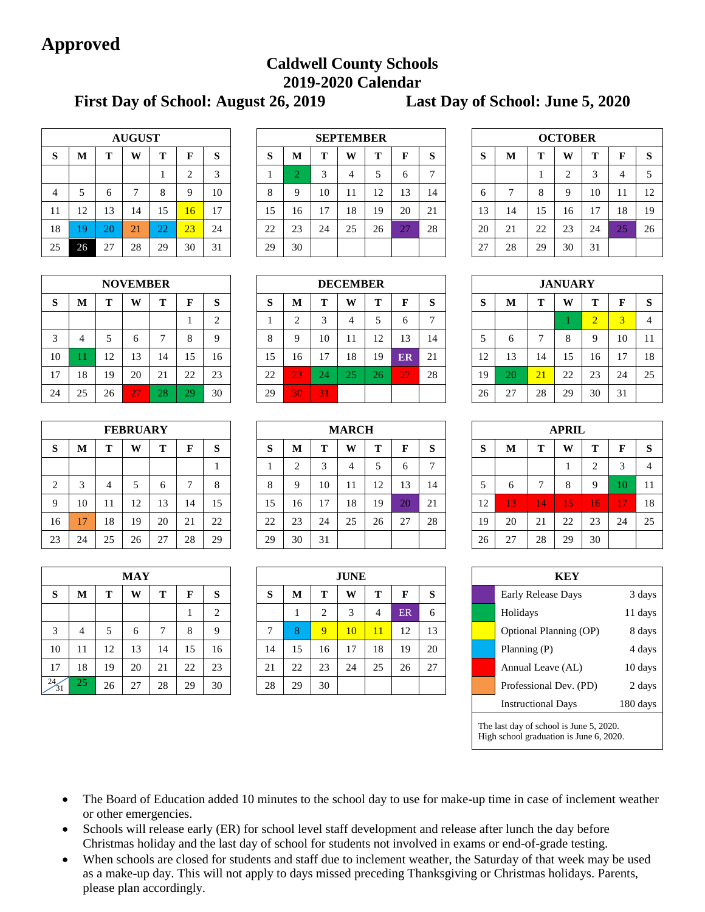**Approved**

# Caldwell County Schools
## 2019-2020 Calendar

**First Day of School: August 26, 2019** **Last Day of School: June 5, 2020**

### AUGUST

| S | M | T | W | T | F | S |
|---|---|---|---|---|---|---|
| | | | | 1 | 2 | 3 |
| 4 | 5 | 6 | 7 | 8 | 9 | 10 |
| 11 | 12 | 13 | 14 | 15 | 16 | 17 |
| 18 | 19 | 20 | 21 | 22 | 23 | 24 |
| 25 | 26 | 27 | 28 | 29 | 30 | 31 |

### SEPTEMBER

| S | M | T | W | T | F | S |
|---|---|---|---|---|---|---|
| 1 | 2 | 3 | 4 | 5 | 6 | 7 |
| 8 | 9 | 10 | 11 | 12 | 13 | 14 |
| 15 | 16 | 17 | 18 | 19 | 20 | 21 |
| 22 | 23 | 24 | 25 | 26 | 27 | 28 |
| 29 | 30 | | | | | |

### OCTOBER

| S | M | T | W | T | F | S |
|---|---|---|---|---|---|---|
| | | 1 | 2 | 3 | 4 | 5 |
| 6 | 7 | 8 | 9 | 10 | 11 | 12 |
| 13 | 14 | 15 | 16 | 17 | 18 | 19 |
| 20 | 21 | 22 | 23 | 24 | 25 | 26 |
| 27 | 28 | 29 | 30 | 31 | | |

### NOVEMBER

| S | M | T | W | T | F | S |
|---|---|---|---|---|---|---|
| | | | | | 1 | 2 |
| 3 | 4 | 5 | 6 | 7 | 8 | 9 |
| 10 | 11 | 12 | 13 | 14 | 15 | 16 |
| 17 | 18 | 19 | 20 | 21 | 22 | 23 |
| 24 | 25 | 26 | 27 | 28 | 29 | 30 |

### DECEMBER

| S | M | T | W | T | F | S |
|---|---|---|---|---|---|---|
| 1 | 2 | 3 | 4 | 5 | 6 | 7 |
| 8 | 9 | 10 | 11 | 12 | 13 | 14 |
| 15 | 16 | 17 | 18 | 19 | ER | 21 |
| 22 | 23 | 24 | 25 | 26 | 27 | 28 |
| 29 | 30 | 31 | | | | |

### JANUARY

| S | M | T | W | T | F | S |
|---|---|---|---|---|---|---|
| | | | 1 | 2 | 3 | 4 |
| 5 | 6 | 7 | 8 | 9 | 10 | 11 |
| 12 | 13 | 14 | 15 | 16 | 17 | 18 |
| 19 | 20 | 21 | 22 | 23 | 24 | 25 |
| 26 | 27 | 28 | 29 | 30 | 31 | |

### FEBRUARY

| S | M | T | W | T | F | S |
|---|---|---|---|---|---|---|
| | | | | | | 1 |
| 2 | 3 | 4 | 5 | 6 | 7 | 8 |
| 9 | 10 | 11 | 12 | 13 | 14 | 15 |
| 16 | 17 | 18 | 19 | 20 | 21 | 22 |
| 23 | 24 | 25 | 26 | 27 | 28 | 29 |

### MARCH

| S | M | T | W | T | F | S |
|---|---|---|---|---|---|---|
| 1 | 2 | 3 | 4 | 5 | 6 | 7 |
| 8 | 9 | 10 | 11 | 12 | 13 | 14 |
| 15 | 16 | 17 | 18 | 19 | 20 | 21 |
| 22 | 23 | 24 | 25 | 26 | 27 | 28 |
| 29 | 30 | 31 | | | | |

### APRIL

| S | M | T | W | T | F | S |
|---|---|---|---|---|---|---|
| | | | 1 | 2 | 3 | 4 |
| 5 | 6 | 7 | 8 | 9 | 10 | 11 |
| 12 | 13 | 14 | 15 | 16 | 17 | 18 |
| 19 | 20 | 21 | 22 | 23 | 24 | 25 |
| 26 | 27 | 28 | 29 | 30 | | |

### MAY

| S | M | T | W | T | F | S |
|---|---|---|---|---|---|---|
| | | | | | 1 | 2 |
| 3 | 4 | 5 | 6 | 7 | 8 | 9 |
| 10 | 11 | 12 | 13 | 14 | 15 | 16 |
| 17 | 18 | 19 | 20 | 21 | 22 | 23 |
| 24/31 | 25 | 26 | 27 | 28 | 29 | 30 |

### JUNE

| S | M | T | W | T | F | S |
|---|---|---|---|---|---|---|
| | 1 | 2 | 3 | 4 | ER | 6 |
| 7 | 8 | 9 | 10 | 11 | 12 | 13 |
| 14 | 15 | 16 | 17 | 18 | 19 | 20 |
| 21 | 22 | 23 | 24 | 25 | 26 | 27 |
| 28 | 29 | 30 | | | | |

### KEY

| Key | Days |
|---|---|
| Early Release Days | 3 days |
| Holidays | 11 days |
| Optional Planning (OP) | 8 days |
| Planning (P) | 4 days |
| Annual Leave (AL) | 10 days |
| Professional Dev. (PD) | 2 days |
| Instructional Days | 180 days |

The last day of school is June 5, 2020.
High school graduation is June 6, 2020.

- The Board of Education added 10 minutes to the school day to use for make-up time in case of inclement weather or other emergencies.
- Schools will release early (ER) for school level staff development and release after lunch the day before Christmas holiday and the last day of school for students not involved in exams or end-of-grade testing.
- When schools are closed for students and staff due to inclement weather, the Saturday of that week may be used as a make-up day. This will not apply to days missed preceding Thanksgiving or Christmas holidays. Parents, please plan accordingly.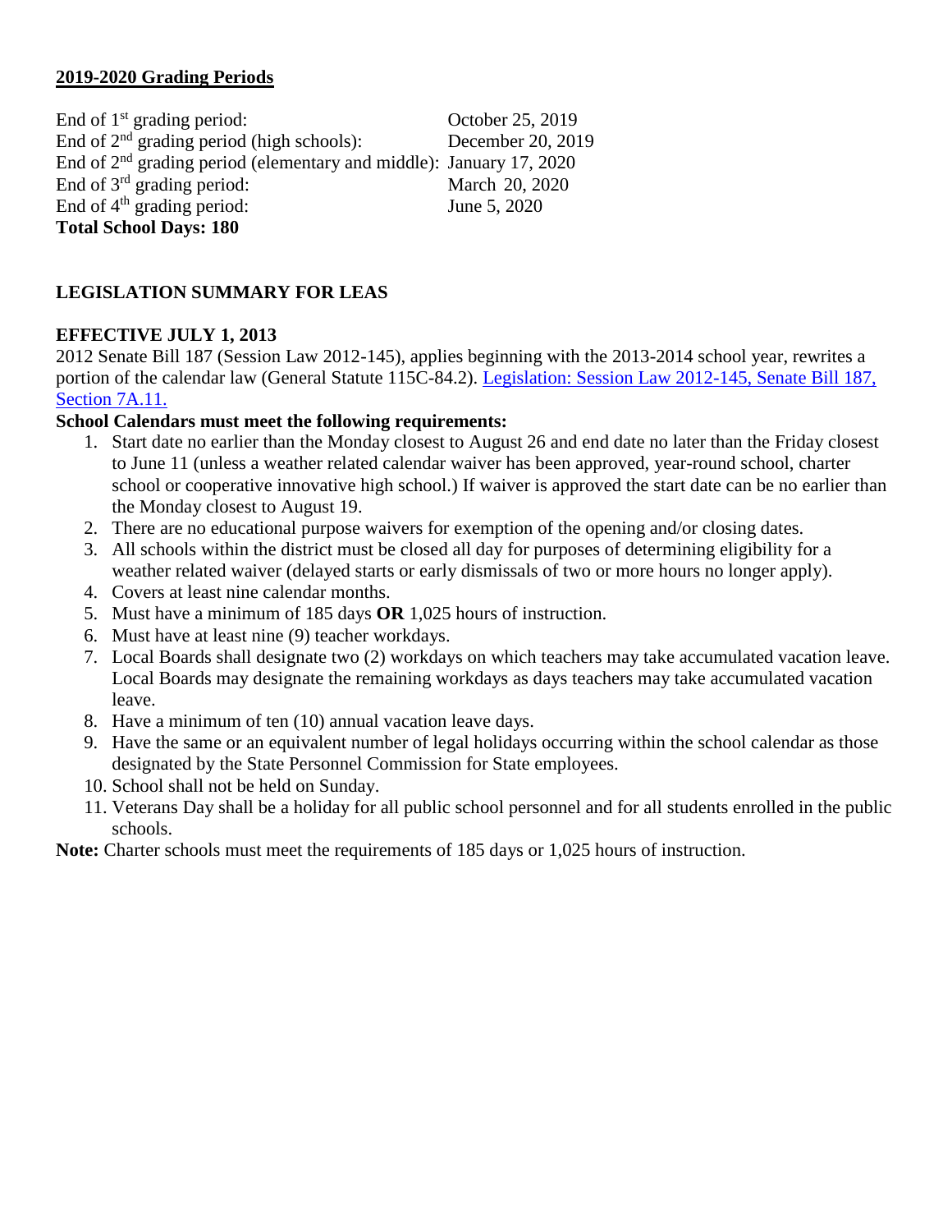**2019-2020 Grading Periods**

| | |
|---|---|
| End of 1st grading period: | October 25, 2019 |
| End of 2nd grading period (high schools): | December 20, 2019 |
| End of 2nd grading period (elementary and middle): | January 17, 2020 |
| End of 3rd grading period: | March 20, 2020 |
| End of 4th grading period: | June 5, 2020 |

**Total School Days: 180**

## LEGISLATION SUMMARY FOR LEAS

### EFFECTIVE JULY 1, 2013

2012 Senate Bill 187 (Session Law 2012-145), applies beginning with the 2013-2014 school year, rewrites a portion of the calendar law (General Statute 115C-84.2). Legislation: Session Law 2012-145, Senate Bill 187, Section 7A.11.

**School Calendars must meet the following requirements:**

1. Start date no earlier than the Monday closest to August 26 and end date no later than the Friday closest to June 11 (unless a weather related calendar waiver has been approved, year-round school, charter school or cooperative innovative high school.) If waiver is approved the start date can be no earlier than the Monday closest to August 19.
2. There are no educational purpose waivers for exemption of the opening and/or closing dates.
3. All schools within the district must be closed all day for purposes of determining eligibility for a weather related waiver (delayed starts or early dismissals of two or more hours no longer apply).
4. Covers at least nine calendar months.
5. Must have a minimum of 185 days **OR** 1,025 hours of instruction.
6. Must have at least nine (9) teacher workdays.
7. Local Boards shall designate two (2) workdays on which teachers may take accumulated vacation leave. Local Boards may designate the remaining workdays as days teachers may take accumulated vacation leave.
8. Have a minimum of ten (10) annual vacation leave days.
9. Have the same or an equivalent number of legal holidays occurring within the school calendar as those designated by the State Personnel Commission for State employees.
10. School shall not be held on Sunday.
11. Veterans Day shall be a holiday for all public school personnel and for all students enrolled in the public schools.

**Note:** Charter schools must meet the requirements of 185 days or 1,025 hours of instruction.